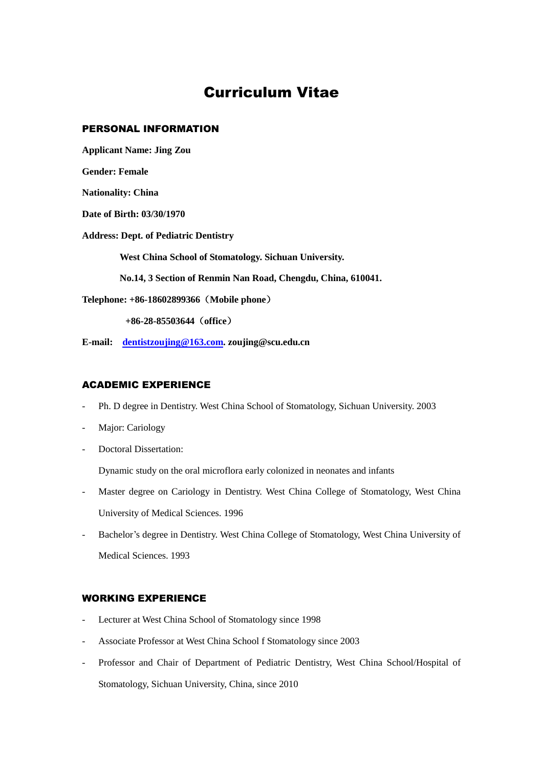# Curriculum Vitae

## PERSONAL INFORMATION

**Applicant Name: Jing Zou**

**Gender: Female**

**Nationality: China**

**Date of Birth: 03/30/1970**

**Address: Dept. of Pediatric Dentistry**

**West China School of Stomatology. Sichuan University.**

**No.14, 3 Section of Renmin Nan Road, Chengdu, China, 610041.**

**Telephone: +86-18602899366（Mobile phone）**

**+86-28-85503644（office）**

**E-mail: dentistzoujing@163.com. zoujing@scu.edu.cn**

## ACADEMIC EXPERIENCE

- Ph. D degree in Dentistry. West China School of Stomatology, Sichuan University. 2003
- Major: Cariology
- Doctoral Dissertation:

  Dynamic study on the oral microflora early colonized in neonates and infants
- Master degree on Cariology in Dentistry. West China College of Stomatology, West China University of Medical Sciences. 1996
- Bachelor's degree in Dentistry. West China College of Stomatology, West China University of Medical Sciences. 1993

## WORKING EXPERIENCE

- Lecturer at West China School of Stomatology since 1998
- Associate Professor at West China School f Stomatology since 2003
- Professor and Chair of Department of Pediatric Dentistry, West China School/Hospital of Stomatology, Sichuan University, China, since 2010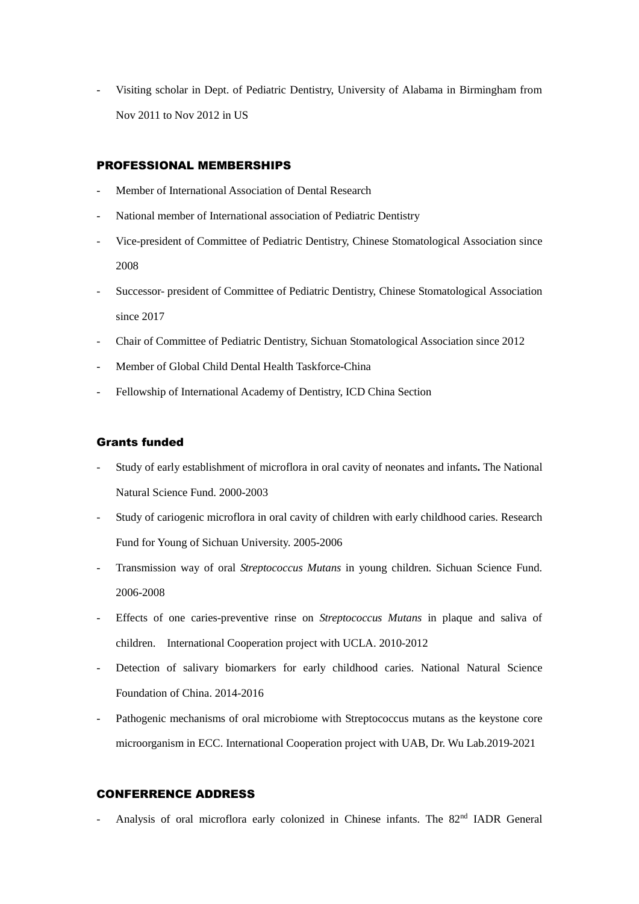- Visiting scholar in Dept. of Pediatric Dentistry, University of Alabama in Birmingham from Nov 2011 to Nov 2012 in US

## PROFESSIONAL MEMBERSHIPS

- Member of International Association of Dental Research
- National member of International association of Pediatric Dentistry
- Vice-president of Committee of Pediatric Dentistry, Chinese Stomatological Association since 2008
- Successor- president of Committee of Pediatric Dentistry, Chinese Stomatological Association since 2017
- Chair of Committee of Pediatric Dentistry, Sichuan Stomatological Association since 2012
- Member of Global Child Dental Health Taskforce-China
- Fellowship of International Academy of Dentistry, ICD China Section

## Grants funded

- Study of early establishment of microflora in oral cavity of neonates and infants**.** The National Natural Science Fund. 2000-2003
- Study of cariogenic microflora in oral cavity of children with early childhood caries. Research Fund for Young of Sichuan University. 2005-2006
- Transmission way of oral *Streptococcus Mutans* in young children. Sichuan Science Fund. 2006-2008
- Effects of one caries-preventive rinse on *Streptococcus Mutans* in plaque and saliva of children. International Cooperation project with UCLA. 2010-2012
- Detection of salivary biomarkers for early childhood caries. National Natural Science Foundation of China. 2014-2016
- Pathogenic mechanisms of oral microbiome with Streptococcus mutans as the keystone core microorganism in ECC. International Cooperation project with UAB, Dr. Wu Lab.2019-2021

## CONFERRENCE ADDRESS

- Analysis of oral microflora early colonized in Chinese infants. The 82nd IADR General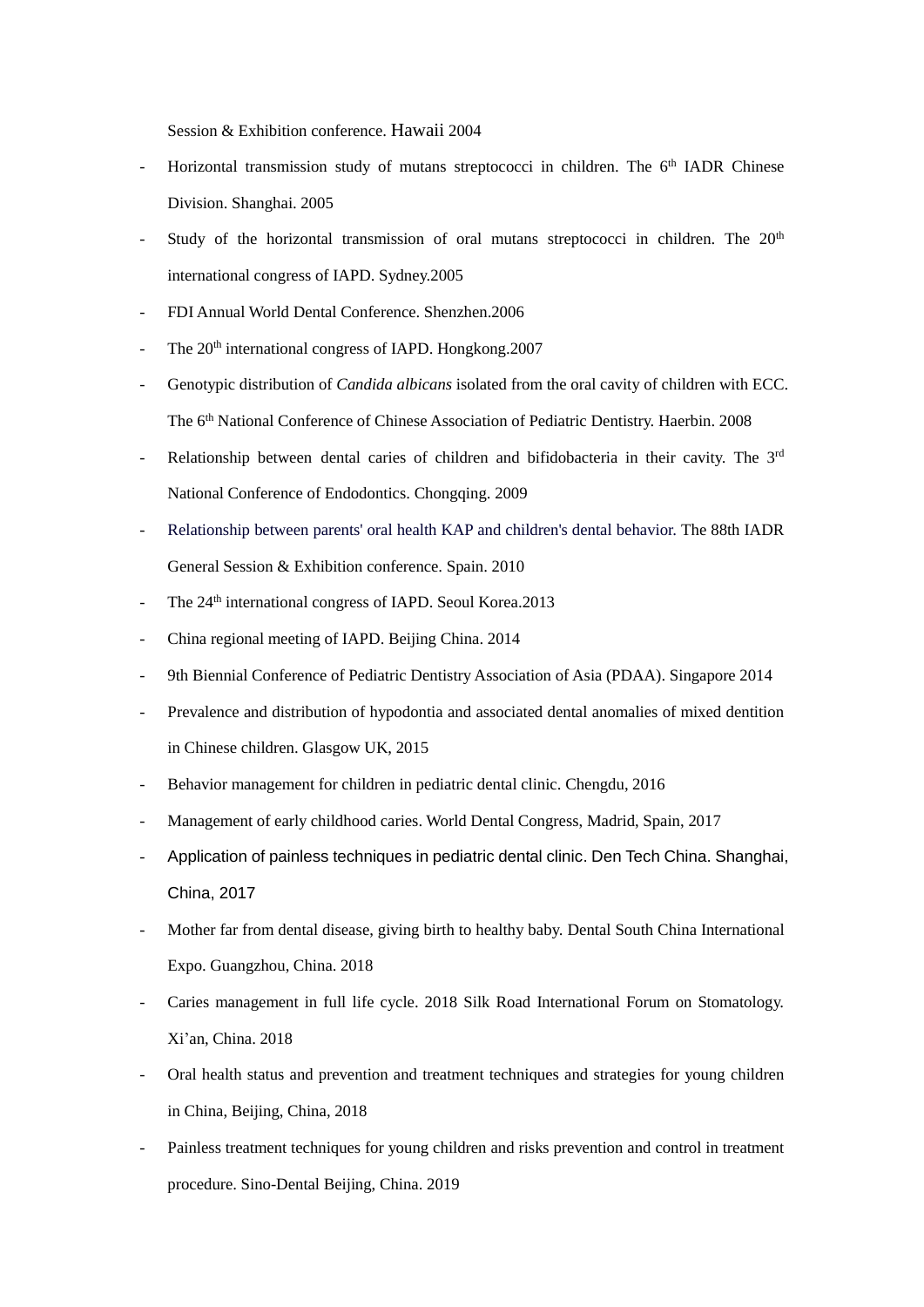Session & Exhibition conference. Hawaii 2004

- Horizontal transmission study of mutans streptococci in children. The 6th IADR Chinese Division. Shanghai. 2005
- Study of the horizontal transmission of oral mutans streptococci in children. The 20th international congress of IAPD. Sydney.2005
- FDI Annual World Dental Conference. Shenzhen.2006
- The 20th international congress of IAPD. Hongkong.2007
- Genotypic distribution of *Candida albicans* isolated from the oral cavity of children with ECC. The 6th National Conference of Chinese Association of Pediatric Dentistry. Haerbin. 2008
- Relationship between dental caries of children and bifidobacteria in their cavity. The 3rd National Conference of Endodontics. Chongqing. 2009
- Relationship between parents' oral health KAP and children's dental behavior. The 88th IADR General Session & Exhibition conference. Spain. 2010
- The 24th international congress of IAPD. Seoul Korea.2013
- China regional meeting of IAPD. Beijing China. 2014
- 9th Biennial Conference of Pediatric Dentistry Association of Asia (PDAA). Singapore 2014
- Prevalence and distribution of hypodontia and associated dental anomalies of mixed dentition in Chinese children. Glasgow UK, 2015
- Behavior management for children in pediatric dental clinic. Chengdu, 2016
- Management of early childhood caries. World Dental Congress, Madrid, Spain, 2017
- Application of painless techniques in pediatric dental clinic. Den Tech China. Shanghai, China, 2017
- Mother far from dental disease, giving birth to healthy baby. Dental South China International Expo. Guangzhou, China. 2018
- Caries management in full life cycle. 2018 Silk Road International Forum on Stomatology. Xi'an, China. 2018
- Oral health status and prevention and treatment techniques and strategies for young children in China, Beijing, China, 2018
- Painless treatment techniques for young children and risks prevention and control in treatment procedure. Sino-Dental Beijing, China. 2019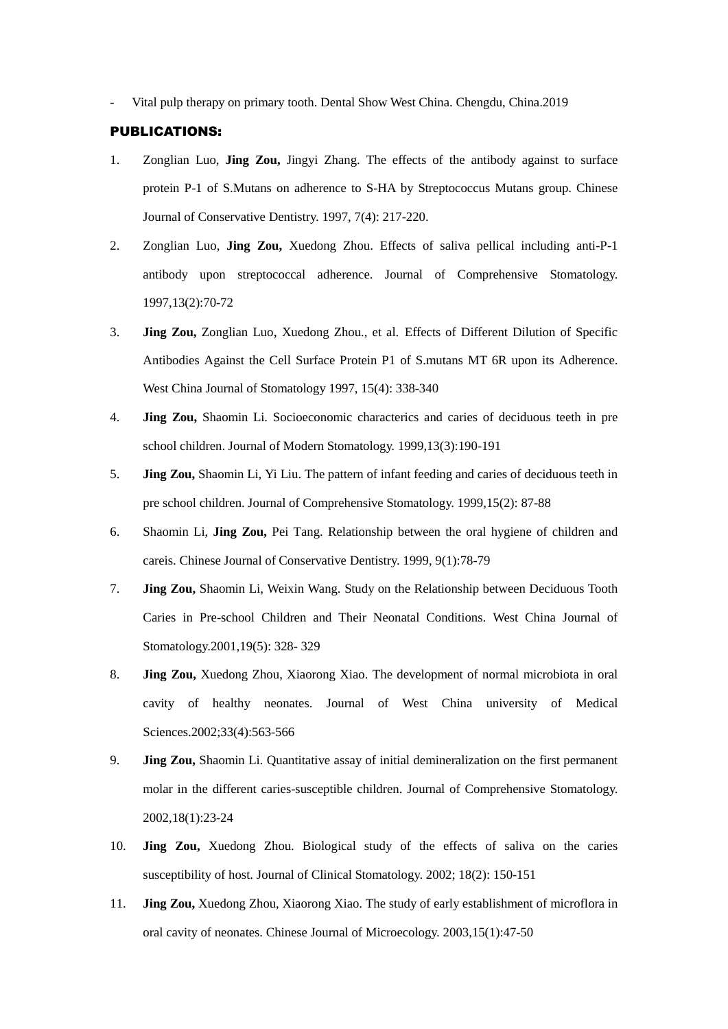- Vital pulp therapy on primary tooth. Dental Show West China. Chengdu, China.2019

## PUBLICATIONS:

1. Zonglian Luo, **Jing Zou,** Jingyi Zhang. The effects of the antibody against to surface protein P-1 of S.Mutans on adherence to S-HA by Streptococcus Mutans group. Chinese Journal of Conservative Dentistry. 1997, 7(4): 217-220.
2. Zonglian Luo, **Jing Zou,** Xuedong Zhou. Effects of saliva pellical including anti-P-1 antibody upon streptococcal adherence. Journal of Comprehensive Stomatology. 1997,13(2):70-72
3. **Jing Zou,** Zonglian Luo, Xuedong Zhou., et al. Effects of Different Dilution of Specific Antibodies Against the Cell Surface Protein P1 of S.mutans MT 6R upon its Adherence. West China Journal of Stomatology 1997, 15(4): 338-340
4. **Jing Zou,** Shaomin Li. Socioeconomic characterics and caries of deciduous teeth in pre school children. Journal of Modern Stomatology. 1999,13(3):190-191
5. **Jing Zou,** Shaomin Li, Yi Liu. The pattern of infant feeding and caries of deciduous teeth in pre school children. Journal of Comprehensive Stomatology. 1999,15(2): 87-88
6. Shaomin Li, **Jing Zou,** Pei Tang. Relationship between the oral hygiene of children and careis. Chinese Journal of Conservative Dentistry. 1999, 9(1):78-79
7. **Jing Zou,** Shaomin Li, Weixin Wang. Study on the Relationship between Deciduous Tooth Caries in Pre-school Children and Their Neonatal Conditions. West China Journal of Stomatology.2001,19(5): 328- 329
8. **Jing Zou,** Xuedong Zhou, Xiaorong Xiao. The development of normal microbiota in oral cavity of healthy neonates. Journal of West China university of Medical Sciences.2002;33(4):563-566
9. **Jing Zou,** Shaomin Li. Quantitative assay of initial demineralization on the first permanent molar in the different caries-susceptible children. Journal of Comprehensive Stomatology. 2002,18(1):23-24
10. **Jing Zou,** Xuedong Zhou. Biological study of the effects of saliva on the caries susceptibility of host. Journal of Clinical Stomatology. 2002; 18(2): 150-151
11. **Jing Zou,** Xuedong Zhou, Xiaorong Xiao. The study of early establishment of microflora in oral cavity of neonates. Chinese Journal of Microecology. 2003,15(1):47-50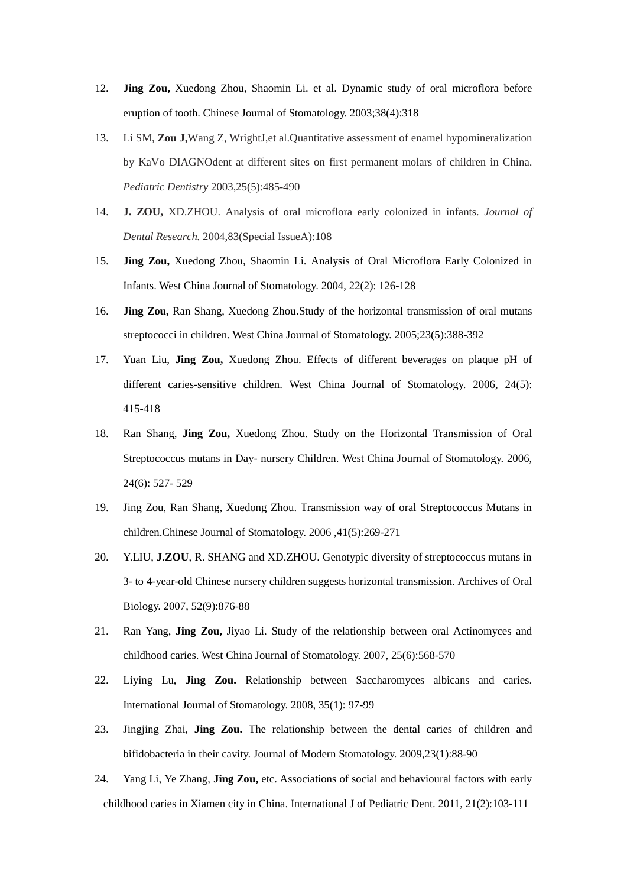12. **Jing Zou,** Xuedong Zhou, Shaomin Li. et al. Dynamic study of oral microflora before eruption of tooth. Chinese Journal of Stomatology. 2003;38(4):318
13. Li SM, **Zou J,**Wang Z, WrightJ,et al.Quantitative assessment of enamel hypomineralization by KaVo DIAGNOdent at different sites on first permanent molars of children in China. *Pediatric Dentistry* 2003,25(5):485-490
14. **J. ZOU,** XD.ZHOU. Analysis of oral microflora early colonized in infants. *Journal of Dental Research.* 2004,83(Special IssueA):108
15. **Jing Zou,** Xuedong Zhou, Shaomin Li. Analysis of Oral Microflora Early Colonized in Infants. West China Journal of Stomatology. 2004, 22(2): 126-128
16. **Jing Zou,** Ran Shang, Xuedong Zhou.Study of the horizontal transmission of oral mutans streptococci in children. West China Journal of Stomatology. 2005;23(5):388-392
17. Yuan Liu, **Jing Zou,** Xuedong Zhou. Effects of different beverages on plaque pH of different caries-sensitive children. West China Journal of Stomatology. 2006, 24(5): 415-418
18. Ran Shang, **Jing Zou,** Xuedong Zhou. Study on the Horizontal Transmission of Oral Streptococcus mutans in Day- nursery Children. West China Journal of Stomatology. 2006, 24(6): 527- 529
19. Jing Zou, Ran Shang, Xuedong Zhou. Transmission way of oral Streptococcus Mutans in children.Chinese Journal of Stomatology. 2006 ,41(5):269-271
20. Y.LIU, **J.ZOU**, R. SHANG and XD.ZHOU. Genotypic diversity of streptococcus mutans in 3- to 4-year-old Chinese nursery children suggests horizontal transmission. Archives of Oral Biology. 2007, 52(9):876-88
21. Ran Yang, **Jing Zou,** Jiyao Li. Study of the relationship between oral Actinomyces and childhood caries. West China Journal of Stomatology. 2007, 25(6):568-570
22. Liying Lu, **Jing Zou.** Relationship between Saccharomyces albicans and caries. International Journal of Stomatology. 2008, 35(1): 97-99
23. Jingjing Zhai, **Jing Zou.** The relationship between the dental caries of children and bifidobacteria in their cavity. Journal of Modern Stomatology. 2009,23(1):88-90
24. Yang Li, Ye Zhang, **Jing Zou,** etc. Associations of social and behavioural factors with early childhood caries in Xiamen city in China. International J of Pediatric Dent. 2011, 21(2):103-111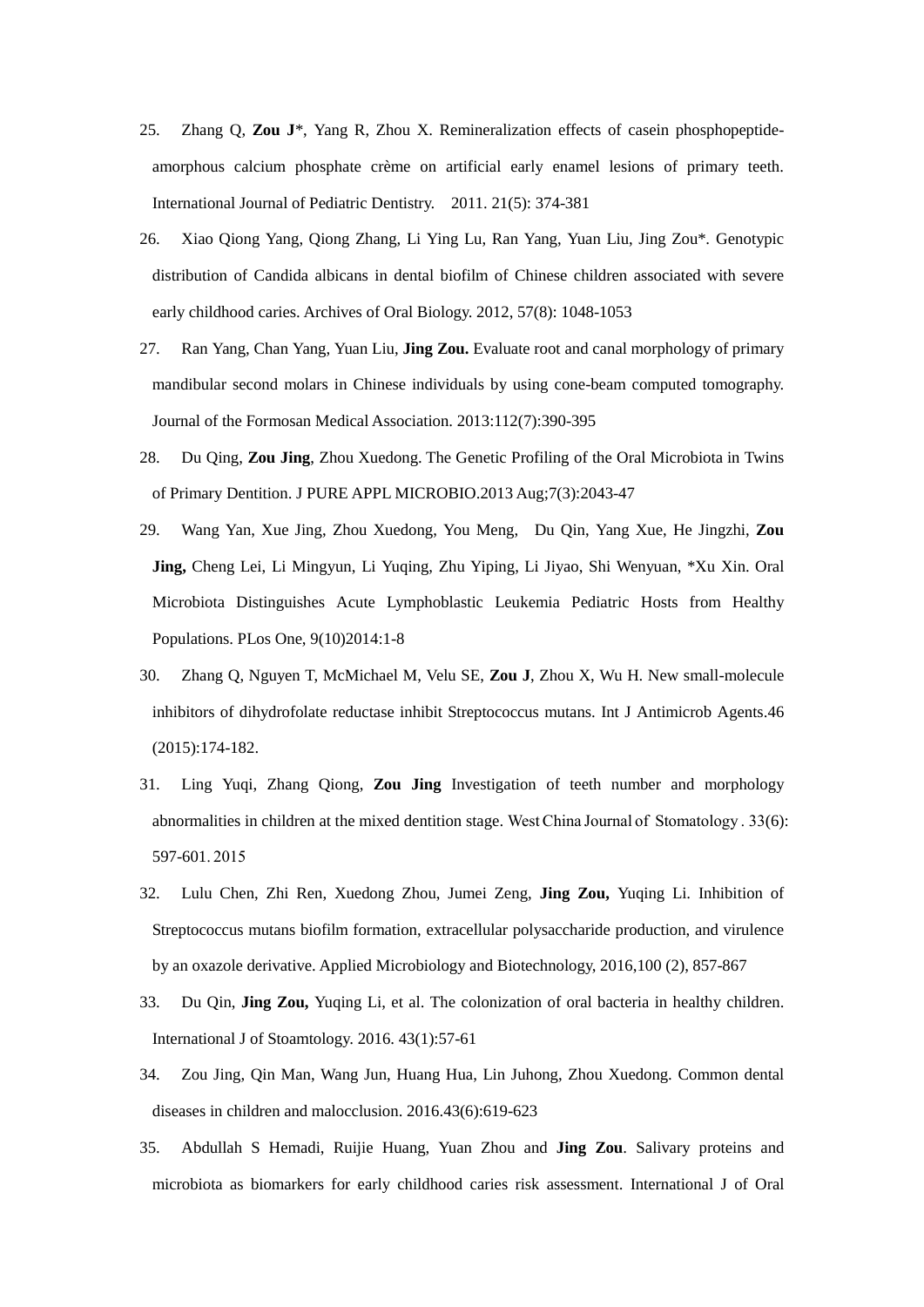25. Zhang Q, **Zou J***, Yang R, Zhou X. Remineralization effects of casein phosphopeptide-amorphous calcium phosphate crème on artificial early enamel lesions of primary teeth. International Journal of Pediatric Dentistry. 2011. 21(5): 374-381

26. Xiao Qiong Yang, Qiong Zhang, Li Ying Lu, Ran Yang, Yuan Liu, Jing Zou*. Genotypic distribution of Candida albicans in dental biofilm of Chinese children associated with severe early childhood caries. Archives of Oral Biology. 2012, 57(8): 1048-1053

27. Ran Yang, Chan Yang, Yuan Liu, **Jing Zou.** Evaluate root and canal morphology of primary mandibular second molars in Chinese individuals by using cone-beam computed tomography. Journal of the Formosan Medical Association. 2013:112(7):390-395

28. Du Qing, **Zou Jing**, Zhou Xuedong. The Genetic Profiling of the Oral Microbiota in Twins of Primary Dentition. J PURE APPL MICROBIO.2013 Aug;7(3):2043-47

29. Wang Yan, Xue Jing, Zhou Xuedong, You Meng, Du Qin, Yang Xue, He Jingzhi, **Zou Jing,** Cheng Lei, Li Mingyun, Li Yuqing, Zhu Yiping, Li Jiyao, Shi Wenyuan, *Xu Xin. Oral Microbiota Distinguishes Acute Lymphoblastic Leukemia Pediatric Hosts from Healthy Populations. PLos One, 9(10)2014:1-8

30. Zhang Q, Nguyen T, McMichael M, Velu SE, **Zou J**, Zhou X, Wu H. New small-molecule inhibitors of dihydrofolate reductase inhibit Streptococcus mutans. Int J Antimicrob Agents.46 (2015):174-182.

31. Ling Yuqi, Zhang Qiong, **Zou Jing** Investigation of teeth number and morphology abnormalities in children at the mixed dentition stage. West China Journal of Stomatology . 33(6): 597-601. 2015

32. Lulu Chen, Zhi Ren, Xuedong Zhou, Jumei Zeng, **Jing Zou,** Yuqing Li. Inhibition of Streptococcus mutans biofilm formation, extracellular polysaccharide production, and virulence by an oxazole derivative. Applied Microbiology and Biotechnology, 2016,100 (2), 857-867

33. Du Qin, **Jing Zou,** Yuqing Li, et al. The colonization of oral bacteria in healthy children. International J of Stoamtology. 2016. 43(1):57-61

34. Zou Jing, Qin Man, Wang Jun, Huang Hua, Lin Juhong, Zhou Xuedong. Common dental diseases in children and malocclusion. 2016.43(6):619-623

35. Abdullah S Hemadi, Ruijie Huang, Yuan Zhou and **Jing Zou**. Salivary proteins and microbiota as biomarkers for early childhood caries risk assessment. International J of Oral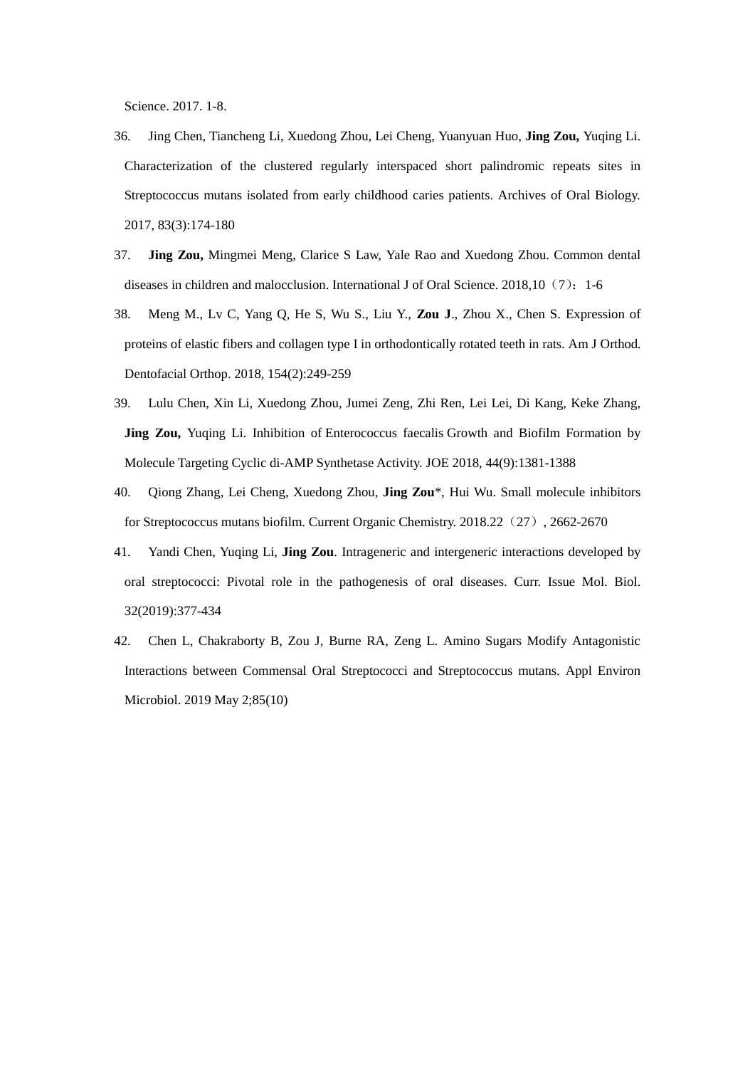Science. 2017. 1-8.

36. Jing Chen, Tiancheng Li, Xuedong Zhou, Lei Cheng, Yuanyuan Huo, **Jing Zou,** Yuqing Li. Characterization of the clustered regularly interspaced short palindromic repeats sites in Streptococcus mutans isolated from early childhood caries patients. Archives of Oral Biology. 2017, 83(3):174-180

37. **Jing Zou,** Mingmei Meng, Clarice S Law, Yale Rao and Xuedong Zhou. Common dental diseases in children and malocclusion. International J of Oral Science. 2018,10（7）：1-6

38. Meng M., Lv C, Yang Q, He S, Wu S., Liu Y., **Zou J**., Zhou X., Chen S. Expression of proteins of elastic fibers and collagen type I in orthodontically rotated teeth in rats. Am J Orthod. Dentofacial Orthop. 2018, 154(2):249-259

39. Lulu Chen, Xin Li, Xuedong Zhou, Jumei Zeng, Zhi Ren, Lei Lei, Di Kang, Keke Zhang, **Jing Zou,** Yuqing Li. Inhibition of Enterococcus faecalis Growth and Biofilm Formation by Molecule Targeting Cyclic di-AMP Synthetase Activity. JOE 2018, 44(9):1381-1388

40. Qiong Zhang, Lei Cheng, Xuedong Zhou, **Jing Zou***, Hui Wu. Small molecule inhibitors for Streptococcus mutans biofilm. Current Organic Chemistry. 2018.22（27）, 2662-2670

41. Yandi Chen, Yuqing Li, **Jing Zou**. Intrageneric and intergeneric interactions developed by oral streptococci: Pivotal role in the pathogenesis of oral diseases. Curr. Issue Mol. Biol. 32(2019):377-434

42. Chen L, Chakraborty B, Zou J, Burne RA, Zeng L. Amino Sugars Modify Antagonistic Interactions between Commensal Oral Streptococci and Streptococcus mutans. Appl Environ Microbiol. 2019 May 2;85(10)